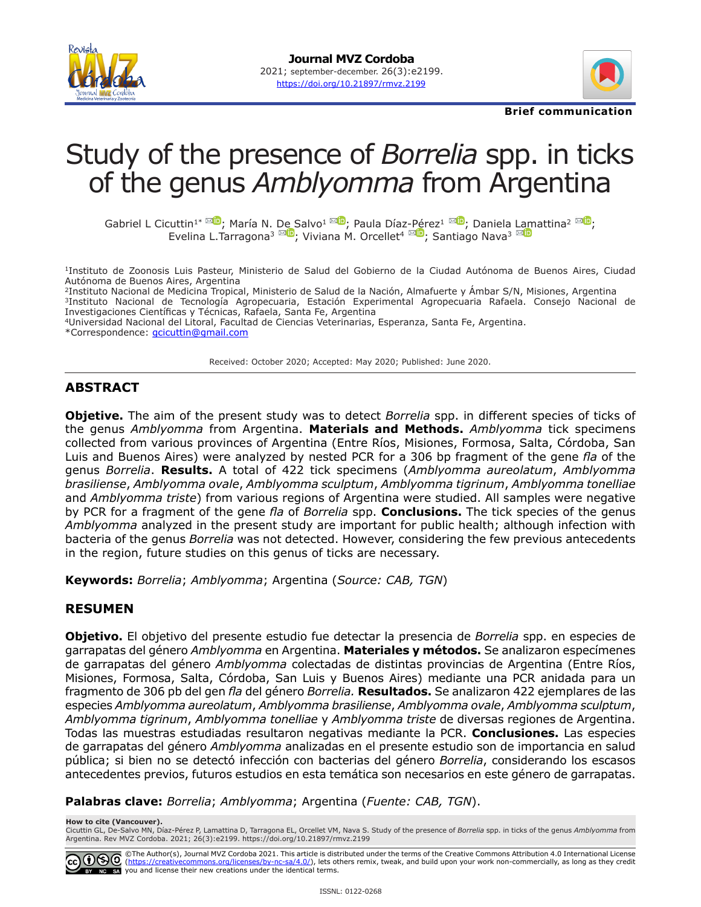Brief communication

# Study of the presence of *Borrelia* spp. in ticks of the genus *Amblyomma* from Argentina

Gabriel L Cicuttin[1*]; María N. De Salvo[1]; Paula Díaz-Pérez[1]; Daniela Lamattina[2]; Evelina L.Tarragona[3]; Viviana M. Orcellet[4]; Santiago Nava[3]

[1]Instituto de Zoonosis Luis Pasteur, Ministerio de Salud del Gobierno de la Ciudad Autónoma de Buenos Aires, Ciudad Autónoma de Buenos Aires, Argentina
[2]Instituto Nacional de Medicina Tropical, Ministerio de Salud de la Nación, Almafuerte y Ámbar S/N, Misiones, Argentina
[3]Instituto Nacional de Tecnología Agropecuaria, Estación Experimental Agropecuaria Rafaela. Consejo Nacional de Investigaciones Científicas y Técnicas, Rafaela, Santa Fe, Argentina
[4]Universidad Nacional del Litoral, Facultad de Ciencias Veterinarias, Esperanza, Santa Fe, Argentina.
*Correspondence: gcicuttin@gmail.com

Received: October 2020; Accepted: May 2020; Published: June 2020.

## ABSTRACT

**Objetive.** The aim of the present study was to detect *Borrelia* spp. in different species of ticks of the genus *Amblyomma* from Argentina. **Materials and Methods.** *Amblyomma* tick specimens collected from various provinces of Argentina (Entre Ríos, Misiones, Formosa, Salta, Córdoba, San Luis and Buenos Aires) were analyzed by nested PCR for a 306 bp fragment of the gene *fla* of the genus *Borrelia*. **Results.** A total of 422 tick specimens (*Amblyomma aureolatum*, *Amblyomma brasiliense*, *Amblyomma ovale*, *Amblyomma sculptum*, *Amblyomma tigrinum*, *Amblyomma tonelliae* and *Amblyomma triste*) from various regions of Argentina were studied. All samples were negative by PCR for a fragment of the gene *fla* of *Borrelia* spp. **Conclusions.** The tick species of the genus *Amblyomma* analyzed in the present study are important for public health; although infection with bacteria of the genus *Borrelia* was not detected. However, considering the few previous antecedents in the region, future studies on this genus of ticks are necessary.

**Keywords:** *Borrelia*; *Amblyomma*; Argentina (*Source: CAB, TGN*)

## RESUMEN

**Objetivo.** El objetivo del presente estudio fue detectar la presencia de *Borrelia* spp. en especies de garrapatas del género *Amblyomma* en Argentina. **Materiales y métodos.** Se analizaron especímenes de garrapatas del género *Amblyomma* colectadas de distintas provincias de Argentina (Entre Ríos, Misiones, Formosa, Salta, Córdoba, San Luis y Buenos Aires) mediante una PCR anidada para un fragmento de 306 pb del gen *fla* del género *Borrelia.* **Resultados.** Se analizaron 422 ejemplares de las especies *Amblyomma aureolatum*, *Amblyomma brasiliense*, *Amblyomma ovale*, *Amblyomma sculptum*, *Amblyomma tigrinum*, *Amblyomma tonelliae* y *Amblyomma triste* de diversas regiones de Argentina. Todas las muestras estudiadas resultaron negativas mediante la PCR. **Conclusiones.** Las especies de garrapatas del género *Amblyomma* analizadas en el presente estudio son de importancia en salud pública; si bien no se detectó infección con bacterias del género *Borrelia*, considerando los escasos antecedentes previos, futuros estudios en esta temática son necesarios en este género de garrapatas.

**Palabras clave:** *Borrelia*; *Amblyomma*; Argentina (*Fuente: CAB, TGN*).

**How to cite (Vancouver).**
Cicuttin GL, De-Salvo MN, Díaz-Pérez P, Lamattina D, Tarragona EL, Orcellet VM, Nava S. Study of the presence of *Borrelia* spp. in ticks of the genus *Amblyomma* from Argentina. Rev MVZ Cordoba. 2021; 26(3):e2199. https://doi.org/10.21897/rmvz.2199

©The Author(s), Journal MVZ Cordoba 2021. This article is distributed under the terms of the Creative Commons Attribution 4.0 International License (https://creativecommons.org/licenses/by-nc-sa/4.0/), lets others remix, tweak, and build upon your work non-commercially, as long as they credit you and license their new creations under the identical terms.

ISSNL: 0122-0268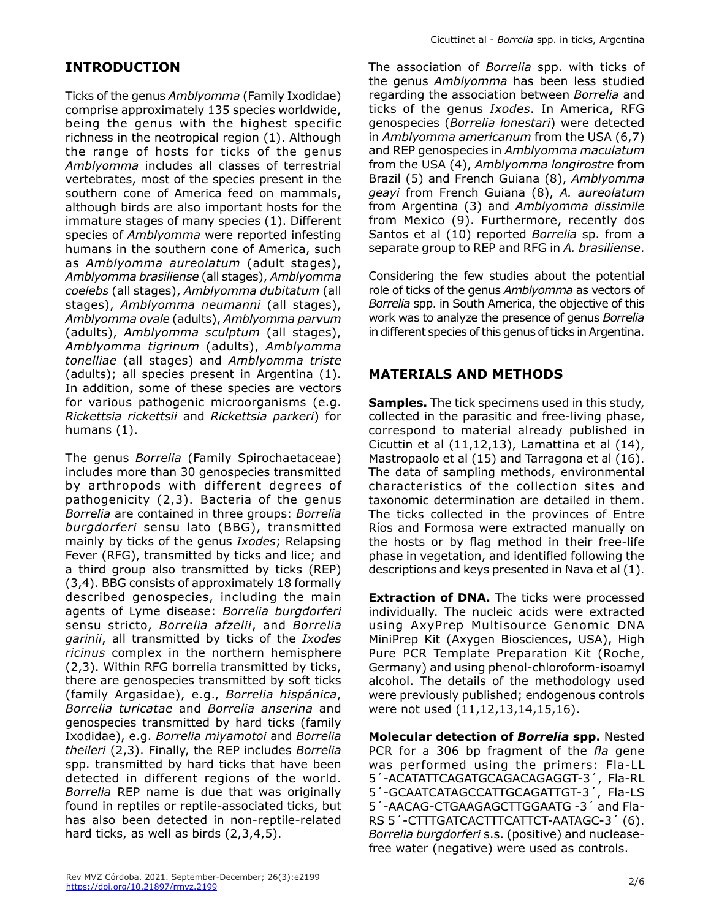## INTRODUCTION

Ticks of the genus *Amblyomma* (Family Ixodidae) comprise approximately 135 species worldwide, being the genus with the highest specific richness in the neotropical region (1). Although the range of hosts for ticks of the genus *Amblyomma* includes all classes of terrestrial vertebrates, most of the species present in the southern cone of America feed on mammals, although birds are also important hosts for the immature stages of many species (1). Different species of *Amblyomma* were reported infesting humans in the southern cone of America, such as *Amblyomma aureolatum* (adult stages), *Amblyomma brasiliense* (all stages), *Amblyomma coelebs* (all stages), *Amblyomma dubitatum* (all stages), *Amblyomma neumanni* (all stages), *Amblyomma ovale* (adults), *Amblyomma parvum* (adults), *Amblyomma sculptum* (all stages), *Amblyomma tigrinum* (adults), *Amblyomma tonelliae* (all stages) and *Amblyomma triste* (adults); all species present in Argentina (1). In addition, some of these species are vectors for various pathogenic microorganisms (e.g. *Rickettsia rickettsii* and *Rickettsia parkeri*) for humans (1).

The genus *Borrelia* (Family Spirochaetaceae) includes more than 30 genospecies transmitted by arthropods with different degrees of pathogenicity (2,3). Bacteria of the genus *Borrelia* are contained in three groups: *Borrelia burgdorferi* sensu lato (BBG), transmitted mainly by ticks of the genus *Ixodes*; Relapsing Fever (RFG), transmitted by ticks and lice; and a third group also transmitted by ticks (REP) (3,4). BBG consists of approximately 18 formally described genospecies, including the main agents of Lyme disease: *Borrelia burgdorferi* sensu stricto, *Borrelia afzelii*, and *Borrelia garinii*, all transmitted by ticks of the *Ixodes ricinus* complex in the northern hemisphere (2,3). Within RFG borrelia transmitted by ticks, there are genospecies transmitted by soft ticks (family Argasidae), e.g., *Borrelia hispánica*, *Borrelia turicatae* and *Borrelia anserina* and genospecies transmitted by hard ticks (family Ixodidae), e.g. *Borrelia miyamotoi* and *Borrelia theileri* (2,3). Finally, the REP includes *Borrelia* spp. transmitted by hard ticks that have been detected in different regions of the world. *Borrelia* REP name is due that was originally found in reptiles or reptile-associated ticks, but has also been detected in non-reptile-related hard ticks, as well as birds (2,3,4,5).

The association of *Borrelia* spp. with ticks of the genus *Amblyomma* has been less studied regarding the association between *Borrelia* and ticks of the genus *Ixodes*. In America, RFG genospecies (*Borrelia lonestari*) were detected in *Amblyomma americanum* from the USA (6,7) and REP genospecies in *Amblyomma maculatum* from the USA (4), *Amblyomma longirostre* from Brazil (5) and French Guiana (8), *Amblyomma geayi* from French Guiana (8), *A. aureolatum* from Argentina (3) and *Amblyomma dissimile* from Mexico (9). Furthermore, recently dos Santos et al (10) reported *Borrelia* sp. from a separate group to REP and RFG in *A. brasiliense*.

Considering the few studies about the potential role of ticks of the genus *Amblyomma* as vectors of *Borrelia* spp. in South America, the objective of this work was to analyze the presence of genus *Borrelia* in different species of this genus of ticks in Argentina.

## MATERIALS AND METHODS

**Samples.** The tick specimens used in this study, collected in the parasitic and free-living phase, correspond to material already published in Cicuttin et al (11,12,13), Lamattina et al (14), Mastropaolo et al (15) and Tarragona et al (16). The data of sampling methods, environmental characteristics of the collection sites and taxonomic determination are detailed in them. The ticks collected in the provinces of Entre Ríos and Formosa were extracted manually on the hosts or by flag method in their free-life phase in vegetation, and identified following the descriptions and keys presented in Nava et al (1).

**Extraction of DNA.** The ticks were processed individually. The nucleic acids were extracted using AxyPrep Multisource Genomic DNA MiniPrep Kit (Axygen Biosciences, USA), High Pure PCR Template Preparation Kit (Roche, Germany) and using phenol-chloroform-isoamyl alcohol. The details of the methodology used were previously published; endogenous controls were not used (11,12,13,14,15,16).

**Molecular detection of *Borrelia* spp.** Nested PCR for a 306 bp fragment of the *fla* gene was performed using the primers: Fla-LL 5´-ACATATTCAGATGCAGACAGAGGT-3´, Fla-RL 5´-GCAATCATAGCCATTGCAGATTGT-3´, Fla-LS 5´-AACAG-CTGAAGAGCTTGGAATG -3´ and Fla-RS 5´-CTTTGATCACTTTCATTCT-AATAGC-3´ (6). *Borrelia burgdorferi* s.s. (positive) and nuclease-free water (negative) were used as controls.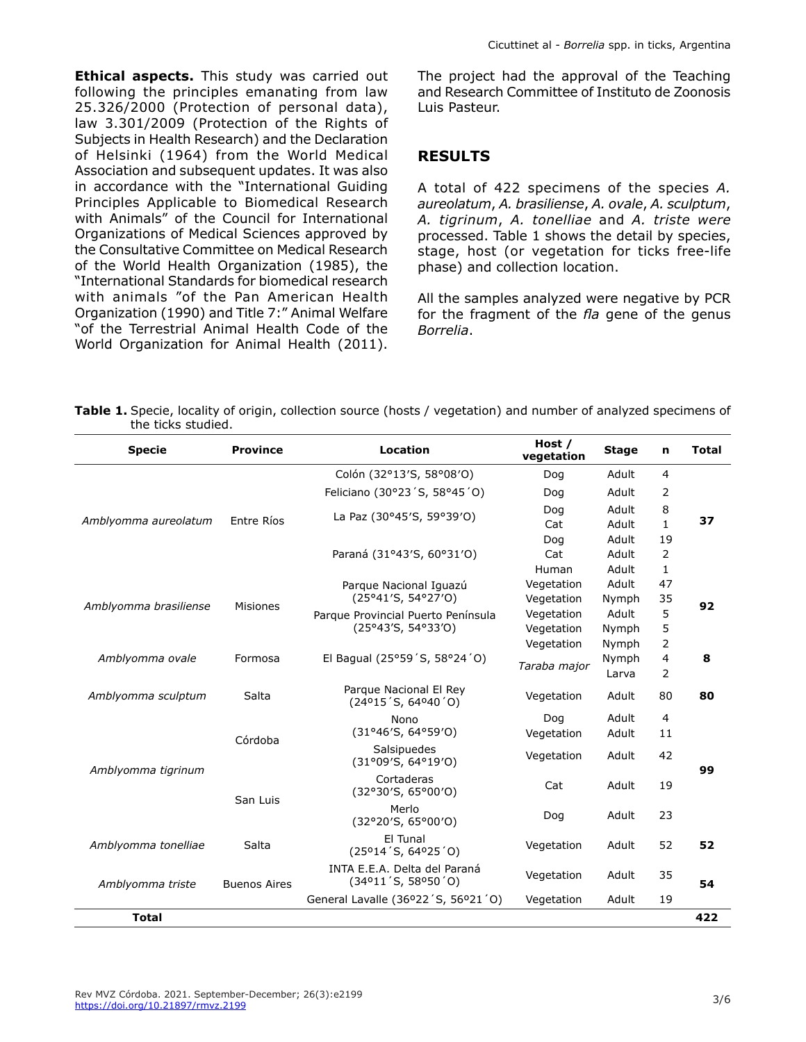**Ethical aspects.** This study was carried out following the principles emanating from law 25.326/2000 (Protection of personal data), law 3.301/2009 (Protection of the Rights of Subjects in Health Research) and the Declaration of Helsinki (1964) from the World Medical Association and subsequent updates. It was also in accordance with the "International Guiding Principles Applicable to Biomedical Research with Animals" of the Council for International Organizations of Medical Sciences approved by the Consultative Committee on Medical Research of the World Health Organization (1985), the "International Standards for biomedical research with animals "of the Pan American Health Organization (1990) and Title 7:" Animal Welfare "of the Terrestrial Animal Health Code of the World Organization for Animal Health (2011). The project had the approval of the Teaching and Research Committee of Instituto de Zoonosis Luis Pasteur.

## RESULTS

A total of 422 specimens of the species *A. aureolatum*, *A. brasiliense*, *A. ovale*, *A. sculptum*, *A. tigrinum*, *A. tonelliae* and *A. triste were* processed. Table 1 shows the detail by species, stage, host (or vegetation for ticks free-life phase) and collection location.

All the samples analyzed were negative by PCR for the fragment of the *fla* gene of the genus *Borrelia*.

**Table 1.** Specie, locality of origin, collection source (hosts / vegetation) and number of analyzed specimens of the ticks studied.

| Specie | Province | Location | Host / vegetation | Stage | n | Total |
|---|---|---|---|---|---|---|
| *Amblyomma aureolatum* | Entre Ríos | Colón (32°13'S, 58°08'O) | Dog | Adult | 4 | **37** |
| | | Feliciano (30°23´S, 58°45´O) | Dog | Adult | 2 | |
| | | La Paz (30°45'S, 59°39'O) | Dog | Adult | 8 | |
| | | | Cat | Adult | 1 | |
| | | Paraná (31°43'S, 60°31'O) | Dog | Adult | 19 | |
| | | | Cat | Adult | 2 | |
| | | | Human | Adult | 1 | |
| *Amblyomma brasiliense* | Misiones | Parque Nacional Iguazú (25°41'S, 54°27'O) | Vegetation | Adult | 47 | **92** |
| | | | Vegetation | Nymph | 35 | |
| | | Parque Provincial Puerto Península (25°43'S, 54°33'O) | Vegetation | Adult | 5 | |
| | | | Vegetation | Nymph | 5 | |
| *Amblyomma ovale* | Formosa | El Bagual (25°59´S, 58°24´O) | Vegetation | Nymph | 2 | **8** |
| | | | *Taraba major* | Nymph | 4 | |
| | | | | Larva | 2 | |
| *Amblyomma sculptum* | Salta | Parque Nacional El Rey (24º15´S, 64º40´O) | Vegetation | Adult | 80 | **80** |
| *Amblyomma tigrinum* | Córdoba | Nono (31°46'S, 64°59'O) | Dog | Adult | 4 | **99** |
| | | | Vegetation | Adult | 11 | |
| | | Salsipuedes (31°09'S, 64°19'O) | Vegetation | Adult | 42 | |
| | San Luis | Cortaderas (32°30'S, 65°00'O) | Cat | Adult | 19 | |
| | | Merlo (32°20'S, 65°00'O) | Dog | Adult | 23 | |
| *Amblyomma tonelliae* | Salta | El Tunal (25º14´S, 64º25´O) | Vegetation | Adult | 52 | **52** |
| *Amblyomma triste* | Buenos Aires | INTA E.E.A. Delta del Paraná (34º11´S, 58º50´O) | Vegetation | Adult | 35 | **54** |
| | | General Lavalle (36º22´S, 56º21´O) | Vegetation | Adult | 19 | |
| **Total** | | | | | | **422** |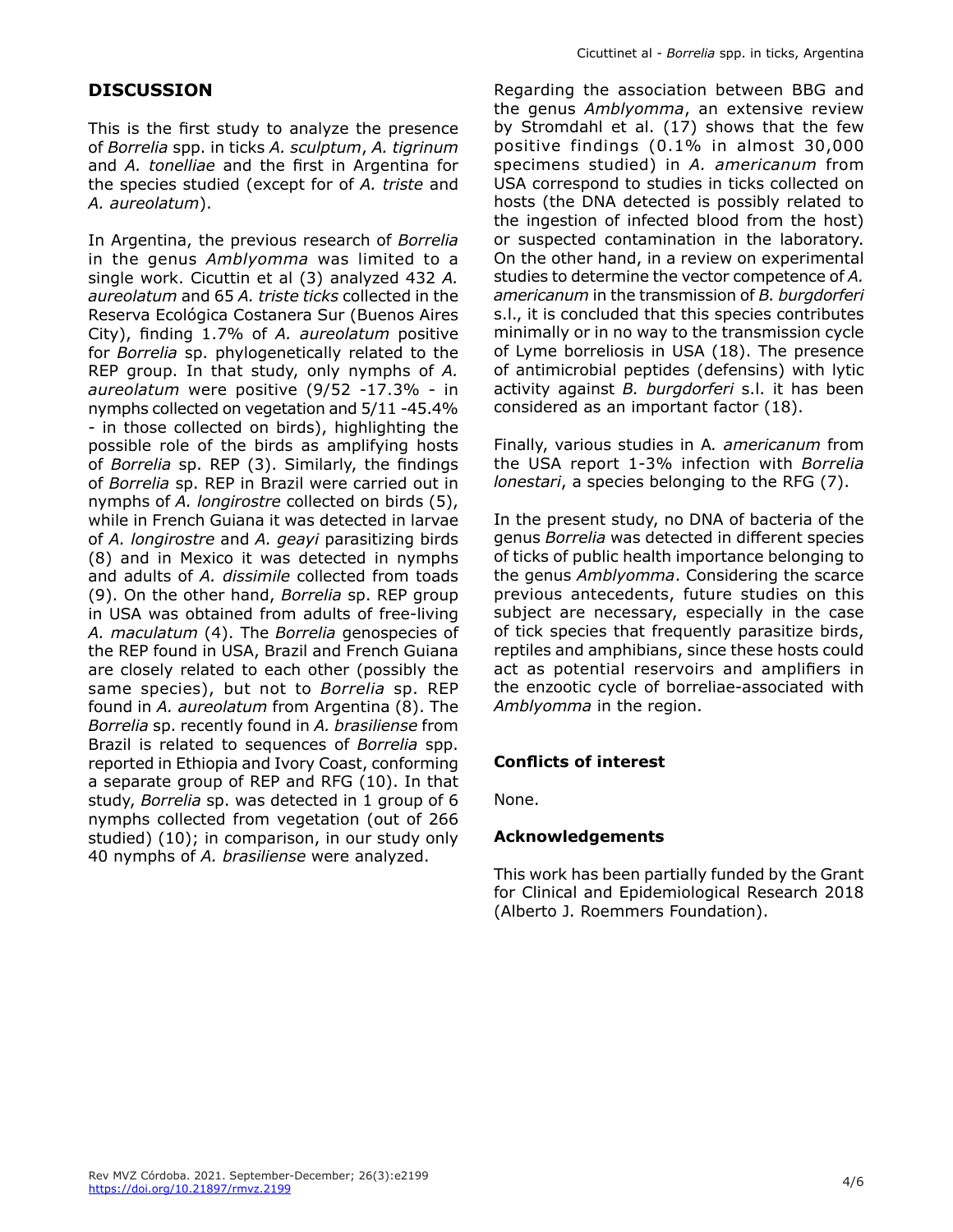## DISCUSSION

This is the first study to analyze the presence of *Borrelia* spp. in ticks *A. sculptum*, *A. tigrinum* and *A. tonelliae* and the first in Argentina for the species studied (except for of *A. triste* and *A. aureolatum*).

In Argentina, the previous research of *Borrelia* in the genus *Amblyomma* was limited to a single work. Cicuttin et al (3) analyzed 432 *A. aureolatum* and 65 *A. triste ticks* collected in the Reserva Ecológica Costanera Sur (Buenos Aires City), finding 1.7% of *A. aureolatum* positive for *Borrelia* sp. phylogenetically related to the REP group. In that study, only nymphs of *A. aureolatum* were positive (9/52 -17.3% - in nymphs collected on vegetation and 5/11 -45.4% - in those collected on birds), highlighting the possible role of the birds as amplifying hosts of *Borrelia* sp. REP (3). Similarly, the findings of *Borrelia* sp. REP in Brazil were carried out in nymphs of *A. longirostre* collected on birds (5), while in French Guiana it was detected in larvae of *A. longirostre* and *A. geayi* parasitizing birds (8) and in Mexico it was detected in nymphs and adults of *A. dissimile* collected from toads (9). On the other hand, *Borrelia* sp. REP group in USA was obtained from adults of free-living *A. maculatum* (4). The *Borrelia* genospecies of the REP found in USA, Brazil and French Guiana are closely related to each other (possibly the same species), but not to *Borrelia* sp. REP found in *A. aureolatum* from Argentina (8). The *Borrelia* sp. recently found in *A. brasiliense* from Brazil is related to sequences of *Borrelia* spp. reported in Ethiopia and Ivory Coast, conforming a separate group of REP and RFG (10). In that study, *Borrelia* sp. was detected in 1 group of 6 nymphs collected from vegetation (out of 266 studied) (10); in comparison, in our study only 40 nymphs of *A. brasiliense* were analyzed.

Regarding the association between BBG and the genus *Amblyomma*, an extensive review by Stromdahl et al. (17) shows that the few positive findings (0.1% in almost 30,000 specimens studied) in *A. americanum* from USA correspond to studies in ticks collected on hosts (the DNA detected is possibly related to the ingestion of infected blood from the host) or suspected contamination in the laboratory. On the other hand, in a review on experimental studies to determine the vector competence of *A. americanum* in the transmission of *B. burgdorferi* s.l., it is concluded that this species contributes minimally or in no way to the transmission cycle of Lyme borreliosis in USA (18). The presence of antimicrobial peptides (defensins) with lytic activity against *B. burgdorferi* s.l. it has been considered as an important factor (18).

Finally, various studies in A*. americanum* from the USA report 1-3% infection with *Borrelia lonestari*, a species belonging to the RFG (7).

In the present study, no DNA of bacteria of the genus *Borrelia* was detected in different species of ticks of public health importance belonging to the genus *Amblyomma*. Considering the scarce previous antecedents, future studies on this subject are necessary, especially in the case of tick species that frequently parasitize birds, reptiles and amphibians, since these hosts could act as potential reservoirs and amplifiers in the enzootic cycle of borreliae-associated with *Amblyomma* in the region.

### Conflicts of interest

None.

### Acknowledgements

This work has been partially funded by the Grant for Clinical and Epidemiological Research 2018 (Alberto J. Roemmers Foundation).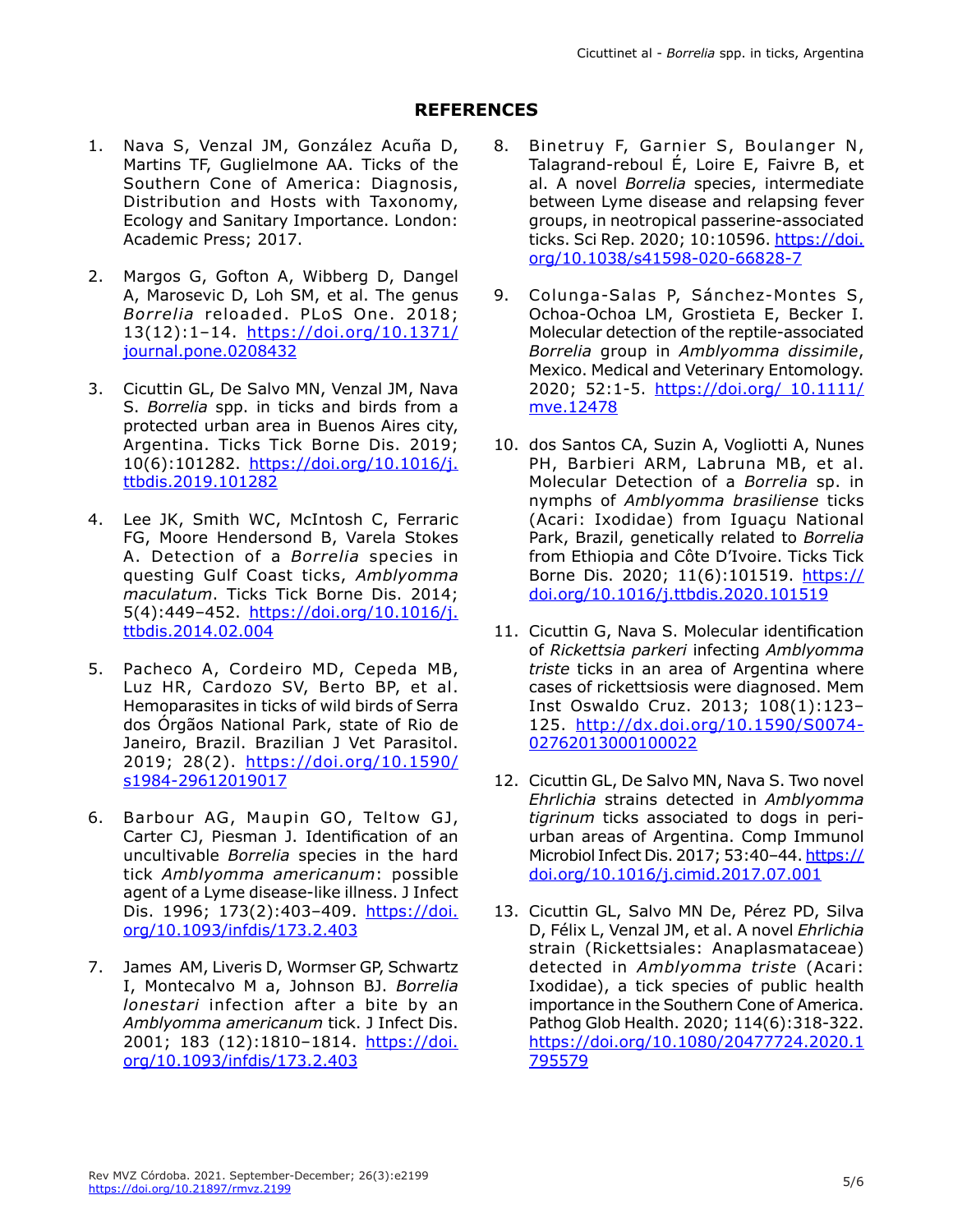## REFERENCES

1. Nava S, Venzal JM, González Acuña D, Martins TF, Guglielmone AA. Ticks of the Southern Cone of America: Diagnosis, Distribution and Hosts with Taxonomy, Ecology and Sanitary Importance. London: Academic Press; 2017.

2. Margos G, Gofton A, Wibberg D, Dangel A, Marosevic D, Loh SM, et al. The genus *Borrelia* reloaded. PLoS One. 2018; 13(12):1–14. https://doi.org/10.1371/journal.pone.0208432

3. Cicuttin GL, De Salvo MN, Venzal JM, Nava S. *Borrelia* spp. in ticks and birds from a protected urban area in Buenos Aires city, Argentina. Ticks Tick Borne Dis. 2019; 10(6):101282. https://doi.org/10.1016/j.ttbdis.2019.101282

4. Lee JK, Smith WC, McIntosh C, Ferraric FG, Moore Hendersond B, Varela Stokes A. Detection of a *Borrelia* species in questing Gulf Coast ticks, *Amblyomma maculatum*. Ticks Tick Borne Dis. 2014; 5(4):449–452. https://doi.org/10.1016/j.ttbdis.2014.02.004

5. Pacheco A, Cordeiro MD, Cepeda MB, Luz HR, Cardozo SV, Berto BP, et al. Hemoparasites in ticks of wild birds of Serra dos Órgãos National Park, state of Rio de Janeiro, Brazil. Brazilian J Vet Parasitol. 2019; 28(2). https://doi.org/10.1590/s1984-29612019017

6. Barbour AG, Maupin GO, Teltow GJ, Carter CJ, Piesman J. Identification of an uncultivable *Borrelia* species in the hard tick *Amblyomma americanum*: possible agent of a Lyme disease-like illness. J Infect Dis. 1996; 173(2):403–409. https://doi.org/10.1093/infdis/173.2.403

7. James AM, Liveris D, Wormser GP, Schwartz I, Montecalvo M a, Johnson BJ. *Borrelia lonestari* infection after a bite by an *Amblyomma americanum* tick. J Infect Dis. 2001; 183 (12):1810–1814. https://doi.org/10.1093/infdis/173.2.403

8. Binetruy F, Garnier S, Boulanger N, Talagrand-reboul É, Loire E, Faivre B, et al. A novel *Borrelia* species, intermediate between Lyme disease and relapsing fever groups, in neotropical passerine-associated ticks. Sci Rep. 2020; 10:10596. https://doi.org/10.1038/s41598-020-66828-7

9. Colunga-Salas P, Sánchez-Montes S, Ochoa-Ochoa LM, Grostieta E, Becker I. Molecular detection of the reptile-associated *Borrelia* group in *Amblyomma dissimile*, Mexico. Medical and Veterinary Entomology. 2020; 52:1-5. https://doi.org/ 10.1111/mve.12478

10. dos Santos CA, Suzin A, Vogliotti A, Nunes PH, Barbieri ARM, Labruna MB, et al. Molecular Detection of a *Borrelia* sp. in nymphs of *Amblyomma brasiliense* ticks (Acari: Ixodidae) from Iguaçu National Park, Brazil, genetically related to *Borrelia* from Ethiopia and Côte D'Ivoire. Ticks Tick Borne Dis. 2020; 11(6):101519. https://doi.org/10.1016/j.ttbdis.2020.101519

11. Cicuttin G, Nava S. Molecular identification of *Rickettsia parkeri* infecting *Amblyomma triste* ticks in an area of Argentina where cases of rickettsiosis were diagnosed. Mem Inst Oswaldo Cruz. 2013; 108(1):123–125. http://dx.doi.org/10.1590/S0074-02762013000100022

12. Cicuttin GL, De Salvo MN, Nava S. Two novel *Ehrlichia* strains detected in *Amblyomma tigrinum* ticks associated to dogs in peri-urban areas of Argentina. Comp Immunol Microbiol Infect Dis. 2017; 53:40–44. https://doi.org/10.1016/j.cimid.2017.07.001

13. Cicuttin GL, Salvo MN De, Pérez PD, Silva D, Félix L, Venzal JM, et al. A novel *Ehrlichia* strain (Rickettsiales: Anaplasmataceae) detected in *Amblyomma triste* (Acari: Ixodidae), a tick species of public health importance in the Southern Cone of America. Pathog Glob Health. 2020; 114(6):318-322. https://doi.org/10.1080/20477724.2020.1795579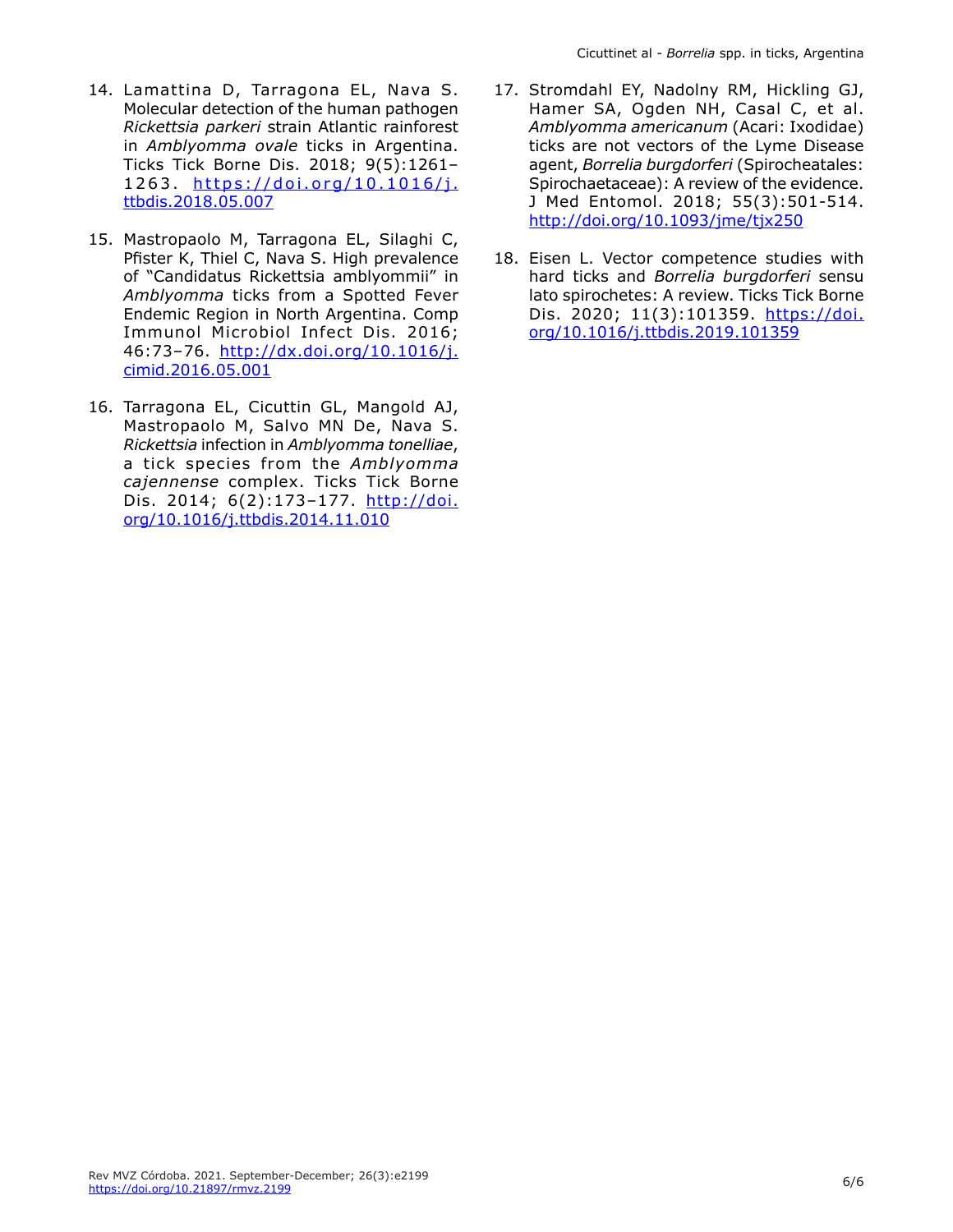14. Lamattina D, Tarragona EL, Nava S. Molecular detection of the human pathogen *Rickettsia parkeri* strain Atlantic rainforest in *Amblyomma ovale* ticks in Argentina. Ticks Tick Borne Dis. 2018; 9(5):1261–1263. https://doi.org/10.1016/j.ttbdis.2018.05.007

15. Mastropaolo M, Tarragona EL, Silaghi C, Pfister K, Thiel C, Nava S. High prevalence of "Candidatus Rickettsia amblyommii" in *Amblyomma* ticks from a Spotted Fever Endemic Region in North Argentina. Comp Immunol Microbiol Infect Dis. 2016; 46:73–76. http://dx.doi.org/10.1016/j.cimid.2016.05.001

16. Tarragona EL, Cicuttin GL, Mangold AJ, Mastropaolo M, Salvo MN De, Nava S. *Rickettsia* infection in *Amblyomma tonelliae*, a tick species from the *Amblyomma cajennense* complex. Ticks Tick Borne Dis. 2014; 6(2):173–177. http://doi.org/10.1016/j.ttbdis.2014.11.010

17. Stromdahl EY, Nadolny RM, Hickling GJ, Hamer SA, Ogden NH, Casal C, et al. *Amblyomma americanum* (Acari: Ixodidae) ticks are not vectors of the Lyme Disease agent, *Borrelia burgdorferi* (Spirocheatales: Spirochaetaceae): A review of the evidence. J Med Entomol. 2018; 55(3):501-514. http://doi.org/10.1093/jme/tjx250

18. Eisen L. Vector competence studies with hard ticks and *Borrelia burgdorferi* sensu lato spirochetes: A review. Ticks Tick Borne Dis. 2020; 11(3):101359. https://doi.org/10.1016/j.ttbdis.2019.101359